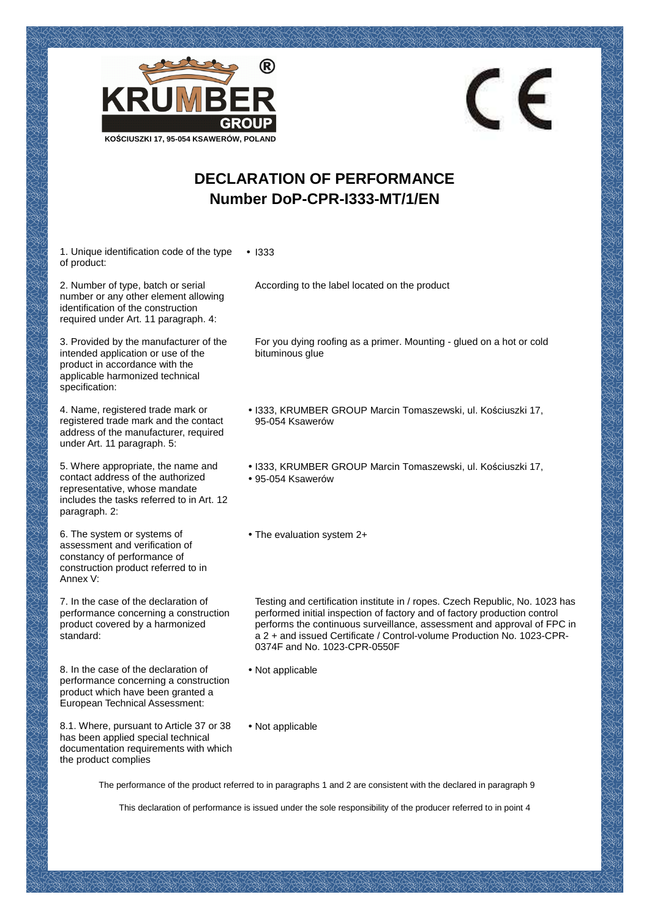**KRUMBER GROUP**

KOŚCIUSZKI 17, 95-054 KSAWERÓW, POLAND

# DECLARATION OF PERFORMANCE
## Number DoP-CPR-I333-MT/1/EN

| | |
|---|---|
| 1. Unique identification code of the type of product: | • I333 |
| 2. Number of type, batch or serial number or any other element allowing identification of the construction required under Art. 11 paragraph. 4: | According to the label located on the product |
| 3. Provided by the manufacturer of the intended application or use of the product in accordance with the applicable harmonized technical specification: | For you dying roofing as a primer. Mounting - glued on a hot or cold bituminous glue |
| 4. Name, registered trade mark or registered trade mark and the contact address of the manufacturer, required under Art. 11 paragraph. 5: | • I333, KRUMBER GROUP Marcin Tomaszewski, ul. Kościuszki 17, 95-054 Ksawerów |
| 5. Where appropriate, the name and contact address of the authorized representative, whose mandate includes the tasks referred to in Art. 12 paragraph. 2: | • I333, KRUMBER GROUP Marcin Tomaszewski, ul. Kościuszki 17,<br>• 95-054 Ksawerów |
| 6. The system or systems of assessment and verification of constancy of performance of construction product referred to in Annex V: | • The evaluation system 2+ |
| 7. In the case of the declaration of performance concerning a construction product covered by a harmonized standard: | Testing and certification institute in / ropes. Czech Republic, No. 1023 has performed initial inspection of factory and of factory production control performs the continuous surveillance, assessment and approval of FPC in a 2 + and issued Certificate / Control-volume Production No. 1023-CPR-0374F and No. 1023-CPR-0550F |
| 8. In the case of the declaration of performance concerning a construction product which have been granted a European Technical Assessment: | • Not applicable |
| 8.1. Where, pursuant to Article 37 or 38 has been applied special technical documentation requirements with which the product complies | • Not applicable |

The performance of the product referred to in paragraphs 1 and 2 are consistent with the declared in paragraph 9

This declaration of performance is issued under the sole responsibility of the producer referred to in point 4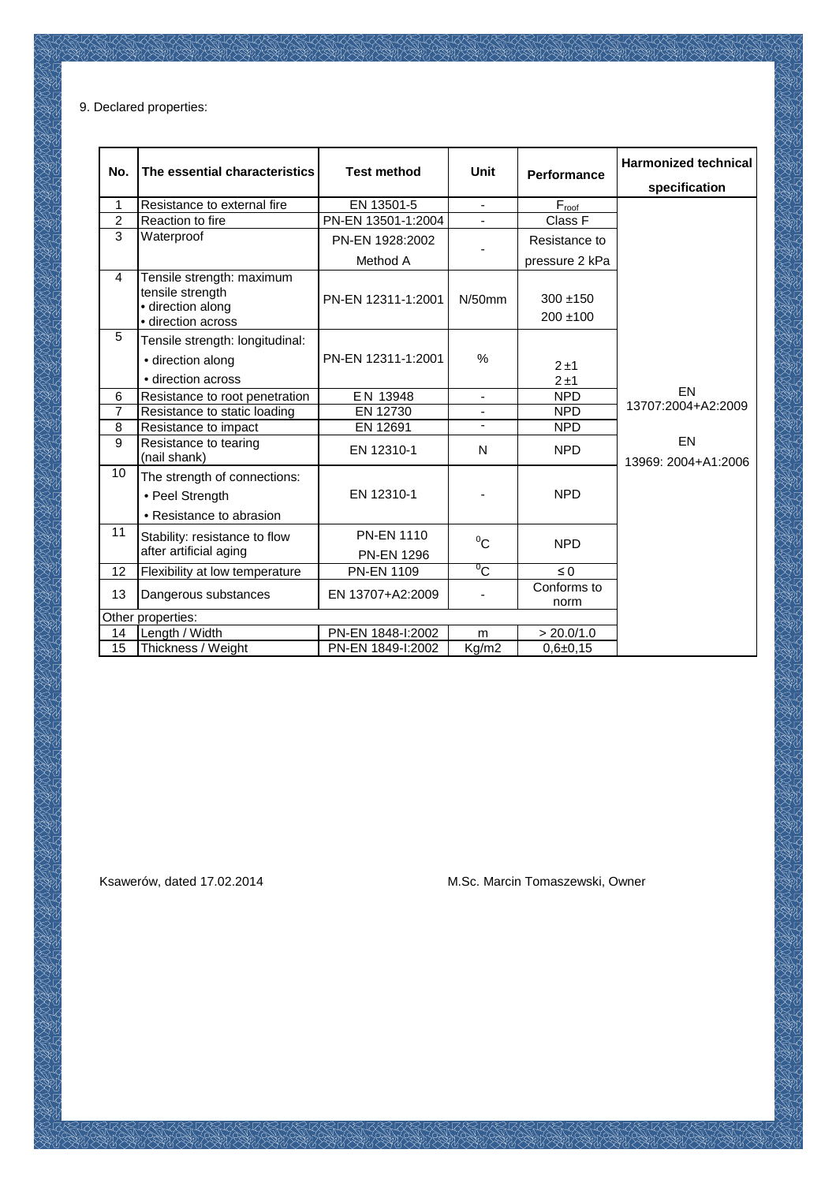9. Declared properties:

| No. | The essential characteristics | Test method | Unit | Performance | Harmonized technical specification |
|---|---|---|---|---|---|
| 1 | Resistance to external fire | EN 13501-5 | - | $F_{roof}$ | EN 13707:2004+A2:2009<br><br>EN 13969: 2004+A1:2006 |
| 2 | Reaction to fire | PN-EN 13501-1:2004 | - | Class F | |
| 3 | Waterproof | PN-EN 1928:2002 Method A | - | Resistance to pressure 2 kPa | |
| 4 | Tensile strength: maximum tensile strength<br>• direction along<br>• direction across | PN-EN 12311-1:2001 | N/50mm | 300 ±150<br>200 ±100 | |
| 5 | Tensile strength: longitudinal:<br>• direction along<br>• direction across | PN-EN 12311-1:2001 | % | 2 ±1<br>2 ±1 | |
| 6 | Resistance to root penetration | EN 13948 | - | NPD | |
| 7 | Resistance to static loading | EN 12730 | - | NPD | |
| 8 | Resistance to impact | EN 12691 | - | NPD | |
| 9 | Resistance to tearing (nail shank) | EN 12310-1 | N | NPD | |
| 10 | The strength of connections:<br>• Peel Strength<br>• Resistance to abrasion | EN 12310-1 | - | NPD | |
| 11 | Stability: resistance to flow after artificial aging | PN-EN 1110<br>PN-EN 1296 | $^{0}$C | NPD | |
| 12 | Flexibility at low temperature | PN-EN 1109 | $^{0}$C | ≤ 0 | |
| 13 | Dangerous substances | EN 13707+A2:2009 | - | Conforms to norm | |
| Other properties: | | | | | |
| 14 | Length / Width | PN-EN 1848-I:2002 | m | > 20.0/1.0 | |
| 15 | Thickness / Weight | PN-EN 1849-I:2002 | Kg/m2 | 0,6±0,15 | |

Ksawerów, dated 17.02.2014

M.Sc. Marcin Tomaszewski, Owner